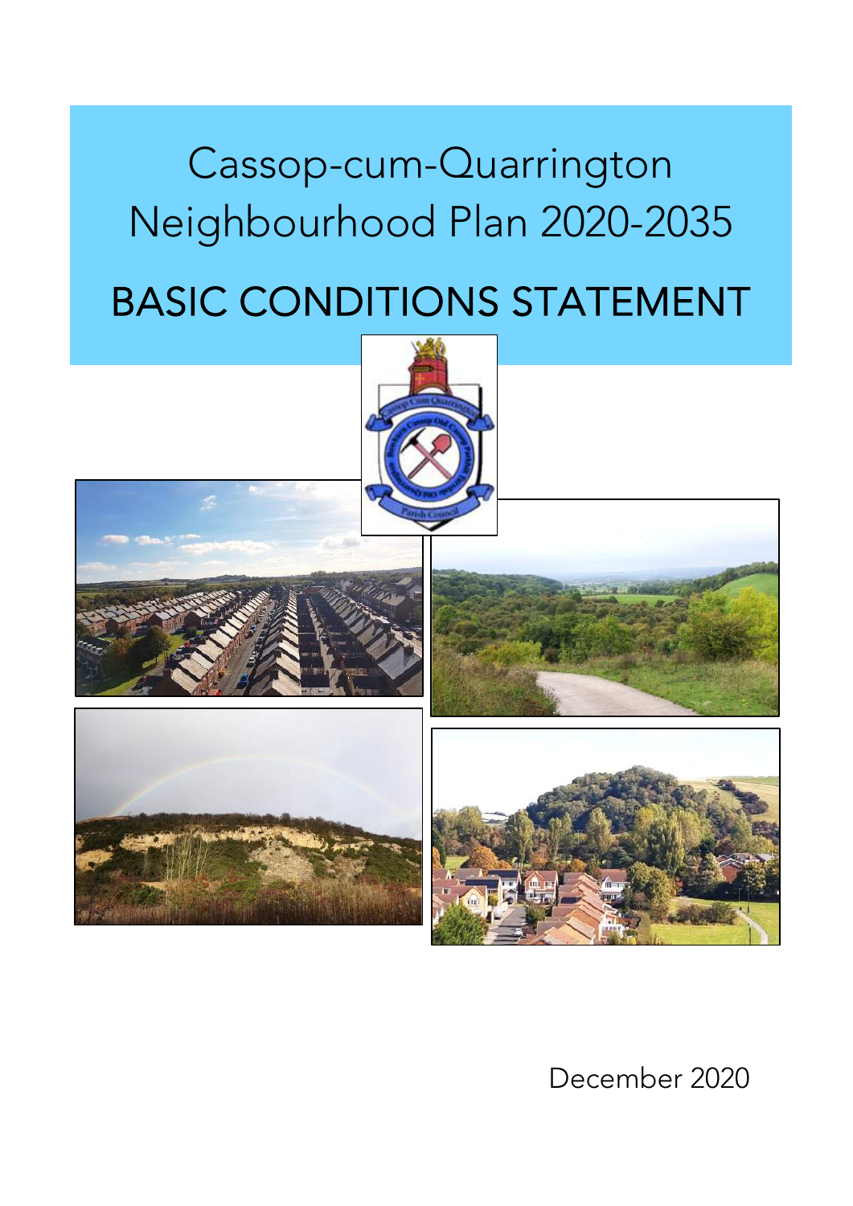# Cassop-cum-Quarrington Neighbourhood Plan 2020-2035

# BASIC CONDITIONS STATEMENT

December 2020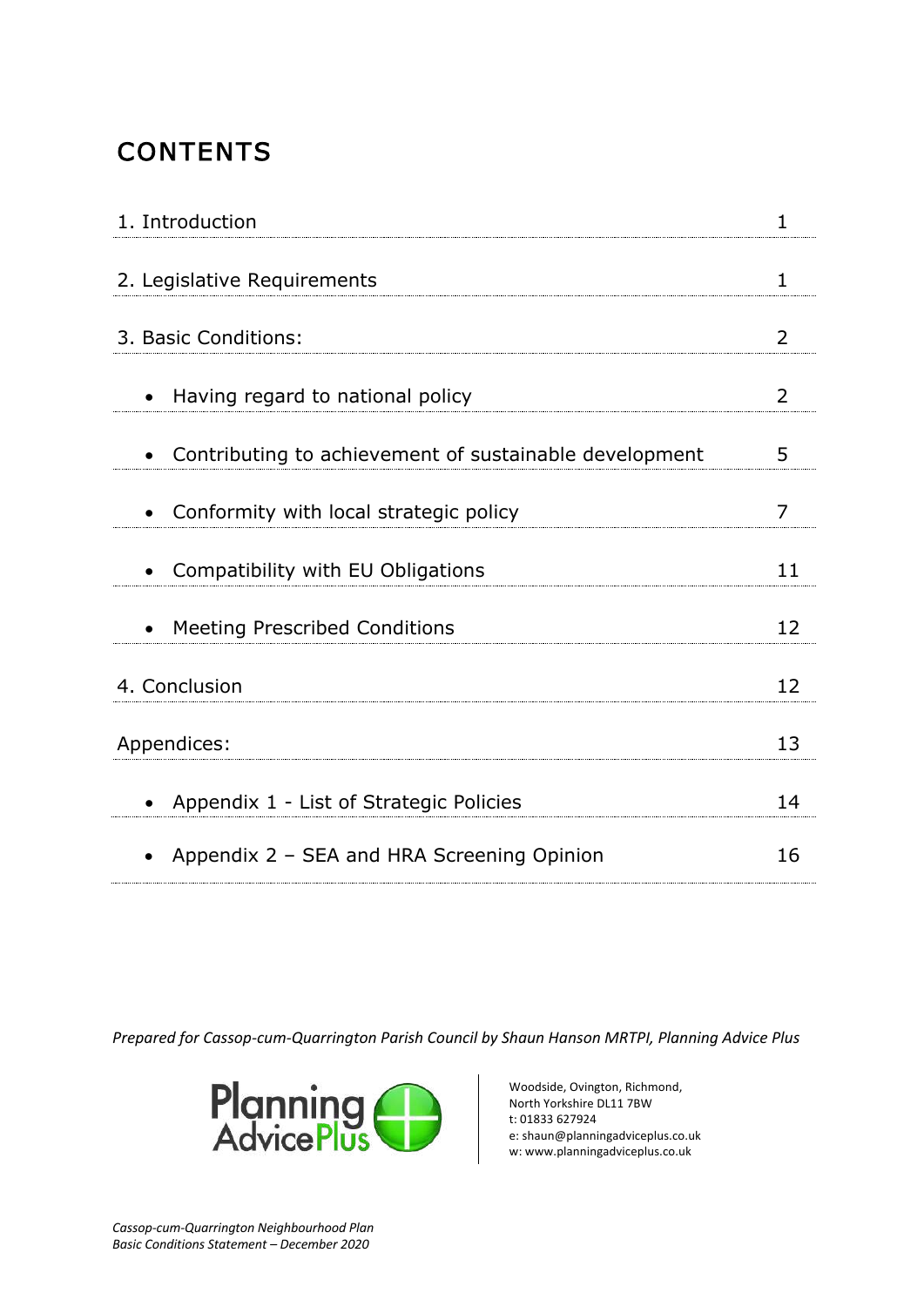# CONTENTS

| | |
|---|---|
| 1. Introduction | 1 |
| 2. Legislative Requirements | 1 |
| 3. Basic Conditions: | 2 |
| • Having regard to national policy | 2 |
| • Contributing to achievement of sustainable development | 5 |
| • Conformity with local strategic policy | 7 |
| • Compatibility with EU Obligations | 11 |
| • Meeting Prescribed Conditions | 12 |
| 4. Conclusion | 12 |
| Appendices: | 13 |
| • Appendix 1 - List of Strategic Policies | 14 |
| • Appendix 2 – SEA and HRA Screening Opinion | 16 |

*Prepared for Cassop-cum-Quarrington Parish Council by Shaun Hanson MRTPI, Planning Advice Plus*

Planning AdvicePlus

Woodside, Ovington, Richmond,
North Yorkshire DL11 7BW
t: 01833 627924
e: shaun@planningadviceplus.co.uk
w: www.planningadviceplus.co.uk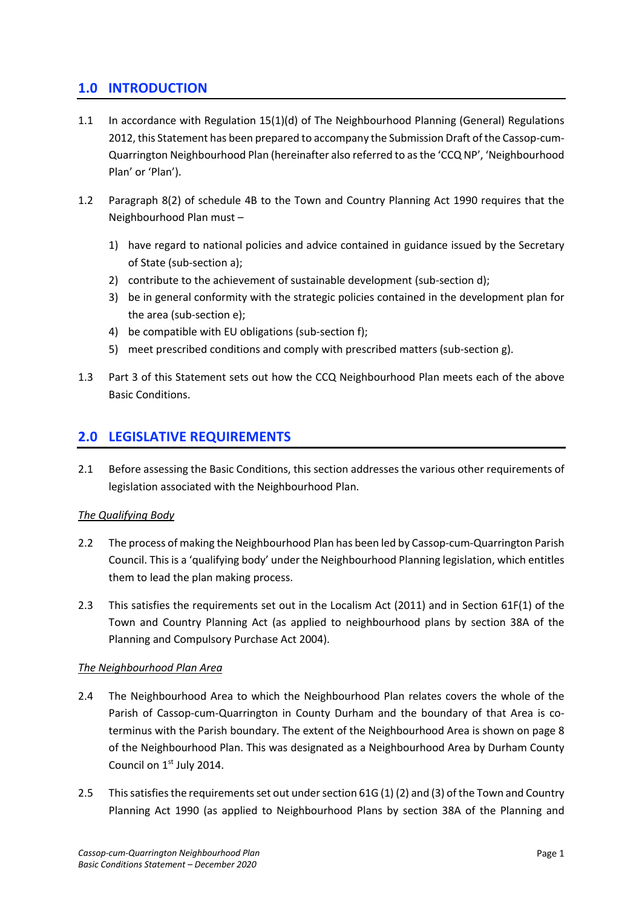## 1.0 INTRODUCTION

1.1 In accordance with Regulation 15(1)(d) of The Neighbourhood Planning (General) Regulations 2012, this Statement has been prepared to accompany the Submission Draft of the Cassop-cum-Quarrington Neighbourhood Plan (hereinafter also referred to as the 'CCQ NP', 'Neighbourhood Plan' or 'Plan').

1.2 Paragraph 8(2) of schedule 4B to the Town and Country Planning Act 1990 requires that the Neighbourhood Plan must –

1) have regard to national policies and advice contained in guidance issued by the Secretary of State (sub-section a);
2) contribute to the achievement of sustainable development (sub-section d);
3) be in general conformity with the strategic policies contained in the development plan for the area (sub-section e);
4) be compatible with EU obligations (sub-section f);
5) meet prescribed conditions and comply with prescribed matters (sub-section g).

1.3 Part 3 of this Statement sets out how the CCQ Neighbourhood Plan meets each of the above Basic Conditions.

## 2.0 LEGISLATIVE REQUIREMENTS

2.1 Before assessing the Basic Conditions, this section addresses the various other requirements of legislation associated with the Neighbourhood Plan.

*The Qualifying Body*

2.2 The process of making the Neighbourhood Plan has been led by Cassop-cum-Quarrington Parish Council. This is a 'qualifying body' under the Neighbourhood Planning legislation, which entitles them to lead the plan making process.

2.3 This satisfies the requirements set out in the Localism Act (2011) and in Section 61F(1) of the Town and Country Planning Act (as applied to neighbourhood plans by section 38A of the Planning and Compulsory Purchase Act 2004).

*The Neighbourhood Plan Area*

2.4 The Neighbourhood Area to which the Neighbourhood Plan relates covers the whole of the Parish of Cassop-cum-Quarrington in County Durham and the boundary of that Area is co-terminus with the Parish boundary. The extent of the Neighbourhood Area is shown on page 8 of the Neighbourhood Plan. This was designated as a Neighbourhood Area by Durham County Council on 1st July 2014.

2.5 This satisfies the requirements set out under section 61G (1) (2) and (3) of the Town and Country Planning Act 1990 (as applied to Neighbourhood Plans by section 38A of the Planning and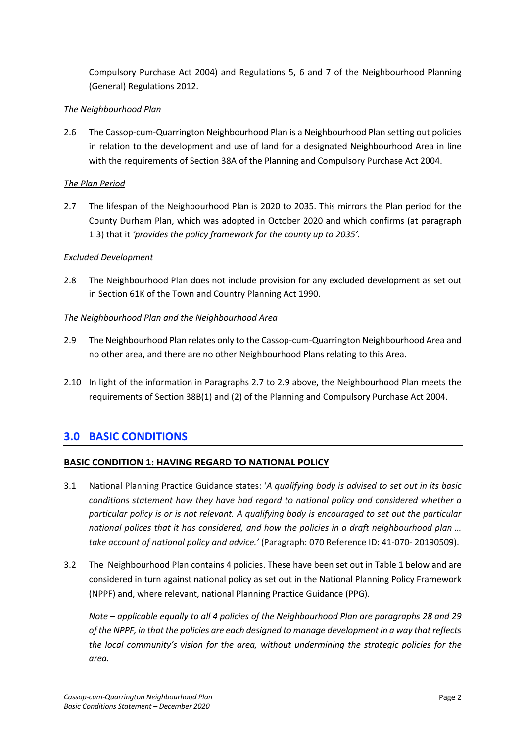Compulsory Purchase Act 2004) and Regulations 5, 6 and 7 of the Neighbourhood Planning (General) Regulations 2012.

*The Neighbourhood Plan*

2.6 The Cassop-cum-Quarrington Neighbourhood Plan is a Neighbourhood Plan setting out policies in relation to the development and use of land for a designated Neighbourhood Area in line with the requirements of Section 38A of the Planning and Compulsory Purchase Act 2004.

*The Plan Period*

2.7 The lifespan of the Neighbourhood Plan is 2020 to 2035. This mirrors the Plan period for the County Durham Plan, which was adopted in October 2020 and which confirms (at paragraph 1.3) that it *'provides the policy framework for the county up to 2035'.*

*Excluded Development*

2.8 The Neighbourhood Plan does not include provision for any excluded development as set out in Section 61K of the Town and Country Planning Act 1990.

*The Neighbourhood Plan and the Neighbourhood Area*

2.9 The Neighbourhood Plan relates only to the Cassop-cum-Quarrington Neighbourhood Area and no other area, and there are no other Neighbourhood Plans relating to this Area.

2.10 In light of the information in Paragraphs 2.7 to 2.9 above, the Neighbourhood Plan meets the requirements of Section 38B(1) and (2) of the Planning and Compulsory Purchase Act 2004.

## 3.0 BASIC CONDITIONS

### BASIC CONDITION 1: HAVING REGARD TO NATIONAL POLICY

3.1 National Planning Practice Guidance states: '*A qualifying body is advised to set out in its basic conditions statement how they have had regard to national policy and considered whether a particular policy is or is not relevant. A qualifying body is encouraged to set out the particular national polices that it has considered, and how the policies in a draft neighbourhood plan … take account of national policy and advice.'* (Paragraph: 070 Reference ID: 41-070- 20190509).

3.2 The Neighbourhood Plan contains 4 policies. These have been set out in Table 1 below and are considered in turn against national policy as set out in the National Planning Policy Framework (NPPF) and, where relevant, national Planning Practice Guidance (PPG).

*Note – applicable equally to all 4 policies of the Neighbourhood Plan are paragraphs 28 and 29 of the NPPF, in that the policies are each designed to manage development in a way that reflects the local community's vision for the area, without undermining the strategic policies for the area.*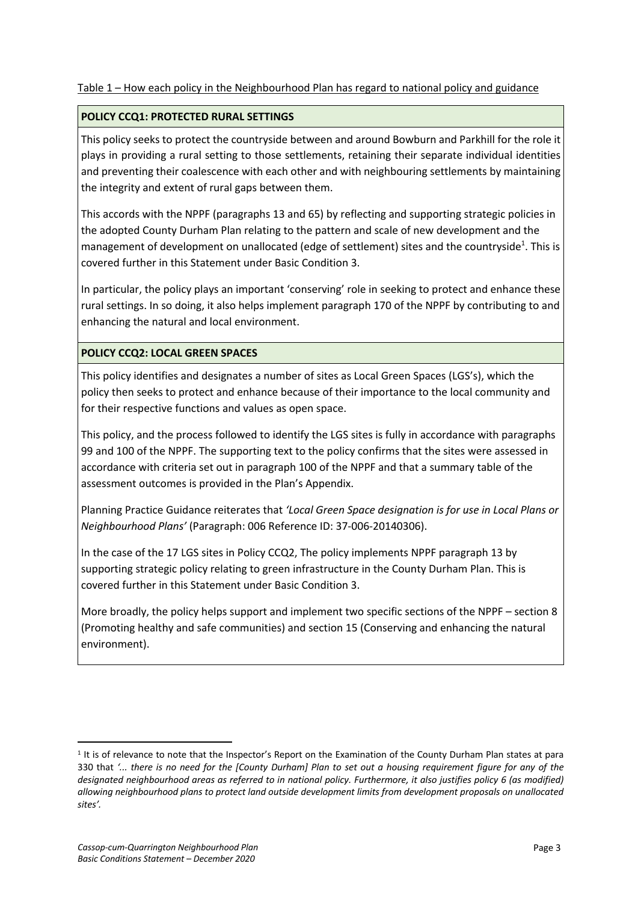Table 1 – How each policy in the Neighbourhood Plan has regard to national policy and guidance

**POLICY CCQ1: PROTECTED RURAL SETTINGS**

This policy seeks to protect the countryside between and around Bowburn and Parkhill for the role it plays in providing a rural setting to those settlements, retaining their separate individual identities and preventing their coalescence with each other and with neighbouring settlements by maintaining the integrity and extent of rural gaps between them.

This accords with the NPPF (paragraphs 13 and 65) by reflecting and supporting strategic policies in the adopted County Durham Plan relating to the pattern and scale of new development and the management of development on unallocated (edge of settlement) sites and the countryside[1]. This is covered further in this Statement under Basic Condition 3.

In particular, the policy plays an important 'conserving' role in seeking to protect and enhance these rural settings. In so doing, it also helps implement paragraph 170 of the NPPF by contributing to and enhancing the natural and local environment.

**POLICY CCQ2: LOCAL GREEN SPACES**

This policy identifies and designates a number of sites as Local Green Spaces (LGS's), which the policy then seeks to protect and enhance because of their importance to the local community and for their respective functions and values as open space.

This policy, and the process followed to identify the LGS sites is fully in accordance with paragraphs 99 and 100 of the NPPF. The supporting text to the policy confirms that the sites were assessed in accordance with criteria set out in paragraph 100 of the NPPF and that a summary table of the assessment outcomes is provided in the Plan's Appendix.

Planning Practice Guidance reiterates that *'Local Green Space designation is for use in Local Plans or Neighbourhood Plans'* (Paragraph: 006 Reference ID: 37-006-20140306).

In the case of the 17 LGS sites in Policy CCQ2, The policy implements NPPF paragraph 13 by supporting strategic policy relating to green infrastructure in the County Durham Plan. This is covered further in this Statement under Basic Condition 3.

More broadly, the policy helps support and implement two specific sections of the NPPF – section 8 (Promoting healthy and safe communities) and section 15 (Conserving and enhancing the natural environment).

---

[1] It is of relevance to note that the Inspector's Report on the Examination of the County Durham Plan states at para 330 that *'... there is no need for the [County Durham] Plan to set out a housing requirement figure for any of the designated neighbourhood areas as referred to in national policy. Furthermore, it also justifies policy 6 (as modified) allowing neighbourhood plans to protect land outside development limits from development proposals on unallocated sites'.*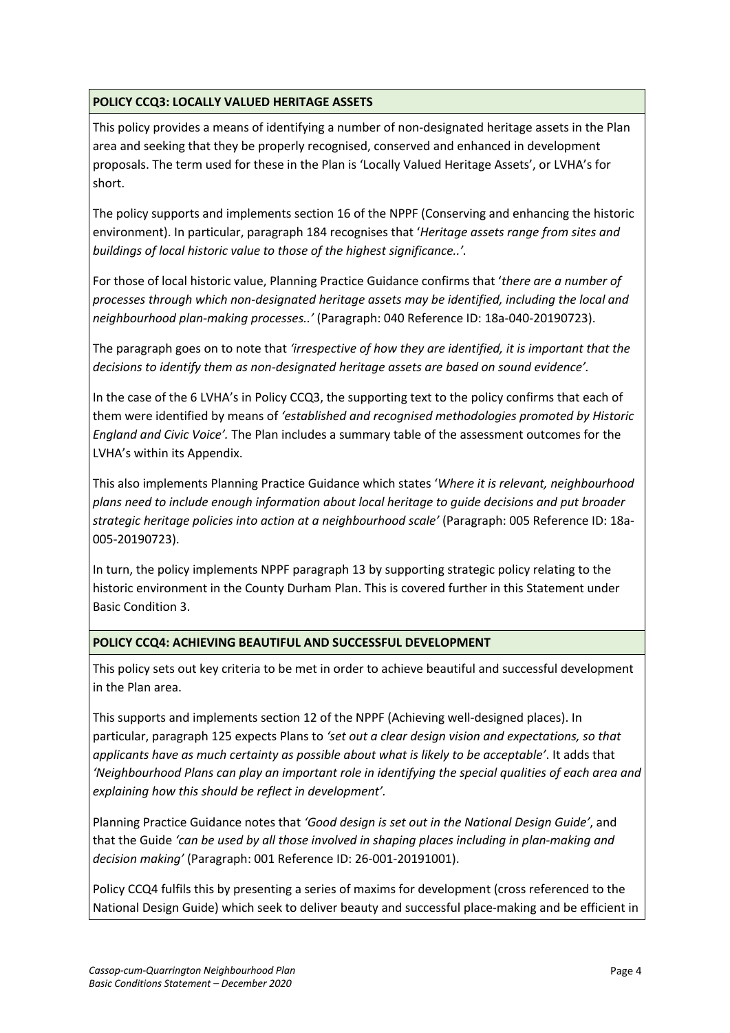**POLICY CCQ3: LOCALLY VALUED HERITAGE ASSETS**

This policy provides a means of identifying a number of non-designated heritage assets in the Plan area and seeking that they be properly recognised, conserved and enhanced in development proposals. The term used for these in the Plan is 'Locally Valued Heritage Assets', or LVHA's for short.

The policy supports and implements section 16 of the NPPF (Conserving and enhancing the historic environment). In particular, paragraph 184 recognises that '*Heritage assets range from sites and buildings of local historic value to those of the highest significance..'*.

For those of local historic value, Planning Practice Guidance confirms that '*there are a number of processes through which non-designated heritage assets may be identified, including the local and neighbourhood plan-making processes..'* (Paragraph: 040 Reference ID: 18a-040-20190723).

The paragraph goes on to note that *'irrespective of how they are identified, it is important that the decisions to identify them as non-designated heritage assets are based on sound evidence'.*

In the case of the 6 LVHA's in Policy CCQ3, the supporting text to the policy confirms that each of them were identified by means of *'established and recognised methodologies promoted by Historic England and Civic Voice'.* The Plan includes a summary table of the assessment outcomes for the LVHA's within its Appendix.

This also implements Planning Practice Guidance which states '*Where it is relevant, neighbourhood plans need to include enough information about local heritage to guide decisions and put broader strategic heritage policies into action at a neighbourhood scale'* (Paragraph: 005 Reference ID: 18a-005-20190723).

In turn, the policy implements NPPF paragraph 13 by supporting strategic policy relating to the historic environment in the County Durham Plan. This is covered further in this Statement under Basic Condition 3.

**POLICY CCQ4: ACHIEVING BEAUTIFUL AND SUCCESSFUL DEVELOPMENT**

This policy sets out key criteria to be met in order to achieve beautiful and successful development in the Plan area.

This supports and implements section 12 of the NPPF (Achieving well-designed places). In particular, paragraph 125 expects Plans to *'set out a clear design vision and expectations, so that applicants have as much certainty as possible about what is likely to be acceptable'*. It adds that *'Neighbourhood Plans can play an important role in identifying the special qualities of each area and explaining how this should be reflect in development'*.

Planning Practice Guidance notes that *'Good design is set out in the National Design Guide'*, and that the Guide *'can be used by all those involved in shaping places including in plan-making and decision making'* (Paragraph: 001 Reference ID: 26-001-20191001).

Policy CCQ4 fulfils this by presenting a series of maxims for development (cross referenced to the National Design Guide) which seek to deliver beauty and successful place-making and be efficient in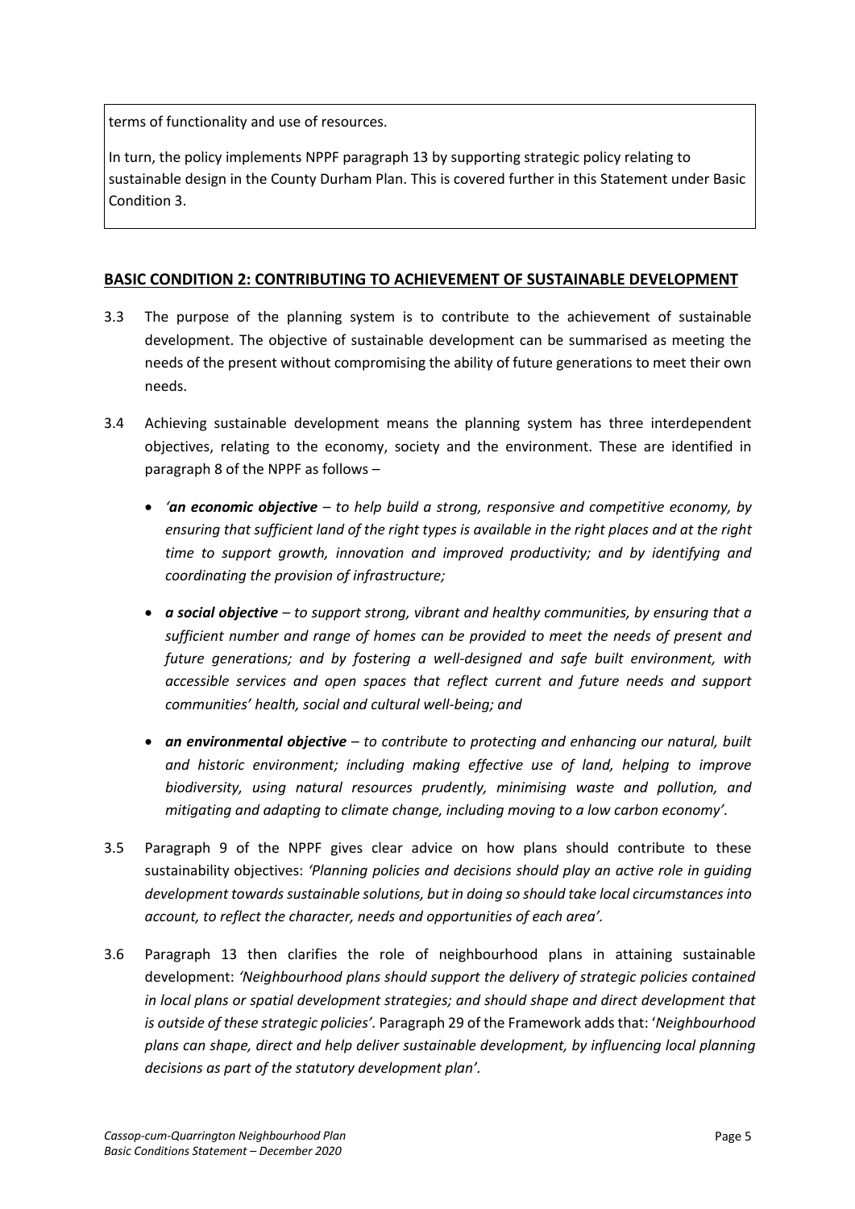terms of functionality and use of resources.

In turn, the policy implements NPPF paragraph 13 by supporting strategic policy relating to sustainable design in the County Durham Plan. This is covered further in this Statement under Basic Condition 3.

## BASIC CONDITION 2: CONTRIBUTING TO ACHIEVEMENT OF SUSTAINABLE DEVELOPMENT

3.3 The purpose of the planning system is to contribute to the achievement of sustainable development. The objective of sustainable development can be summarised as meeting the needs of the present without compromising the ability of future generations to meet their own needs.

3.4 Achieving sustainable development means the planning system has three interdependent objectives, relating to the economy, society and the environment. These are identified in paragraph 8 of the NPPF as follows –

- *'**an economic objective** – to help build a strong, responsive and competitive economy, by ensuring that sufficient land of the right types is available in the right places and at the right time to support growth, innovation and improved productivity; and by identifying and coordinating the provision of infrastructure;*
- ***a social objective** – to support strong, vibrant and healthy communities, by ensuring that a sufficient number and range of homes can be provided to meet the needs of present and future generations; and by fostering a well-designed and safe built environment, with accessible services and open spaces that reflect current and future needs and support communities' health, social and cultural well-being; and*
- ***an environmental objective** – to contribute to protecting and enhancing our natural, built and historic environment; including making effective use of land, helping to improve biodiversity, using natural resources prudently, minimising waste and pollution, and mitigating and adapting to climate change, including moving to a low carbon economy'*.

3.5 Paragraph 9 of the NPPF gives clear advice on how plans should contribute to these sustainability objectives: *'Planning policies and decisions should play an active role in guiding development towards sustainable solutions, but in doing so should take local circumstances into account, to reflect the character, needs and opportunities of each area'*.

3.6 Paragraph 13 then clarifies the role of neighbourhood plans in attaining sustainable development: *'Neighbourhood plans should support the delivery of strategic policies contained in local plans or spatial development strategies; and should shape and direct development that is outside of these strategic policies'.* Paragraph 29 of the Framework adds that: '*Neighbourhood plans can shape, direct and help deliver sustainable development, by influencing local planning decisions as part of the statutory development plan'*.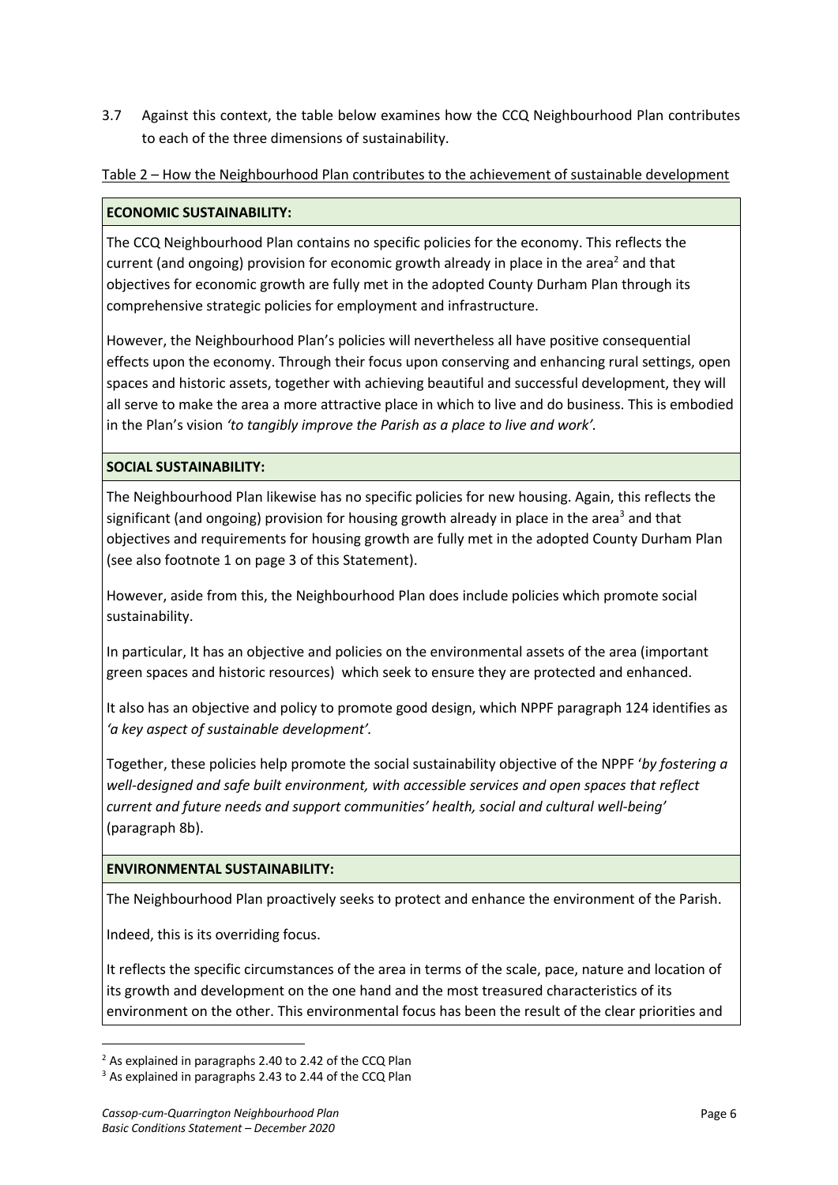3.7 Against this context, the table below examines how the CCQ Neighbourhood Plan contributes to each of the three dimensions of sustainability.

Table 2 – How the Neighbourhood Plan contributes to the achievement of sustainable development

**ECONOMIC SUSTAINABILITY:**

The CCQ Neighbourhood Plan contains no specific policies for the economy. This reflects the current (and ongoing) provision for economic growth already in place in the area[2] and that objectives for economic growth are fully met in the adopted County Durham Plan through its comprehensive strategic policies for employment and infrastructure.

However, the Neighbourhood Plan's policies will nevertheless all have positive consequential effects upon the economy. Through their focus upon conserving and enhancing rural settings, open spaces and historic assets, together with achieving beautiful and successful development, they will all serve to make the area a more attractive place in which to live and do business. This is embodied in the Plan's vision *'to tangibly improve the Parish as a place to live and work'.*

**SOCIAL SUSTAINABILITY:**

The Neighbourhood Plan likewise has no specific policies for new housing. Again, this reflects the significant (and ongoing) provision for housing growth already in place in the area[3] and that objectives and requirements for housing growth are fully met in the adopted County Durham Plan (see also footnote 1 on page 3 of this Statement).

However, aside from this, the Neighbourhood Plan does include policies which promote social sustainability.

In particular, It has an objective and policies on the environmental assets of the area (important green spaces and historic resources) which seek to ensure they are protected and enhanced.

It also has an objective and policy to promote good design, which NPPF paragraph 124 identifies as *'a key aspect of sustainable development'.*

Together, these policies help promote the social sustainability objective of the NPPF '*by fostering a well-designed and safe built environment, with accessible services and open spaces that reflect current and future needs and support communities' health, social and cultural well-being'* (paragraph 8b).

**ENVIRONMENTAL SUSTAINABILITY:**

The Neighbourhood Plan proactively seeks to protect and enhance the environment of the Parish.

Indeed, this is its overriding focus.

It reflects the specific circumstances of the area in terms of the scale, pace, nature and location of its growth and development on the one hand and the most treasured characteristics of its environment on the other. This environmental focus has been the result of the clear priorities and

---

[2] As explained in paragraphs 2.40 to 2.42 of the CCQ Plan

[3] As explained in paragraphs 2.43 to 2.44 of the CCQ Plan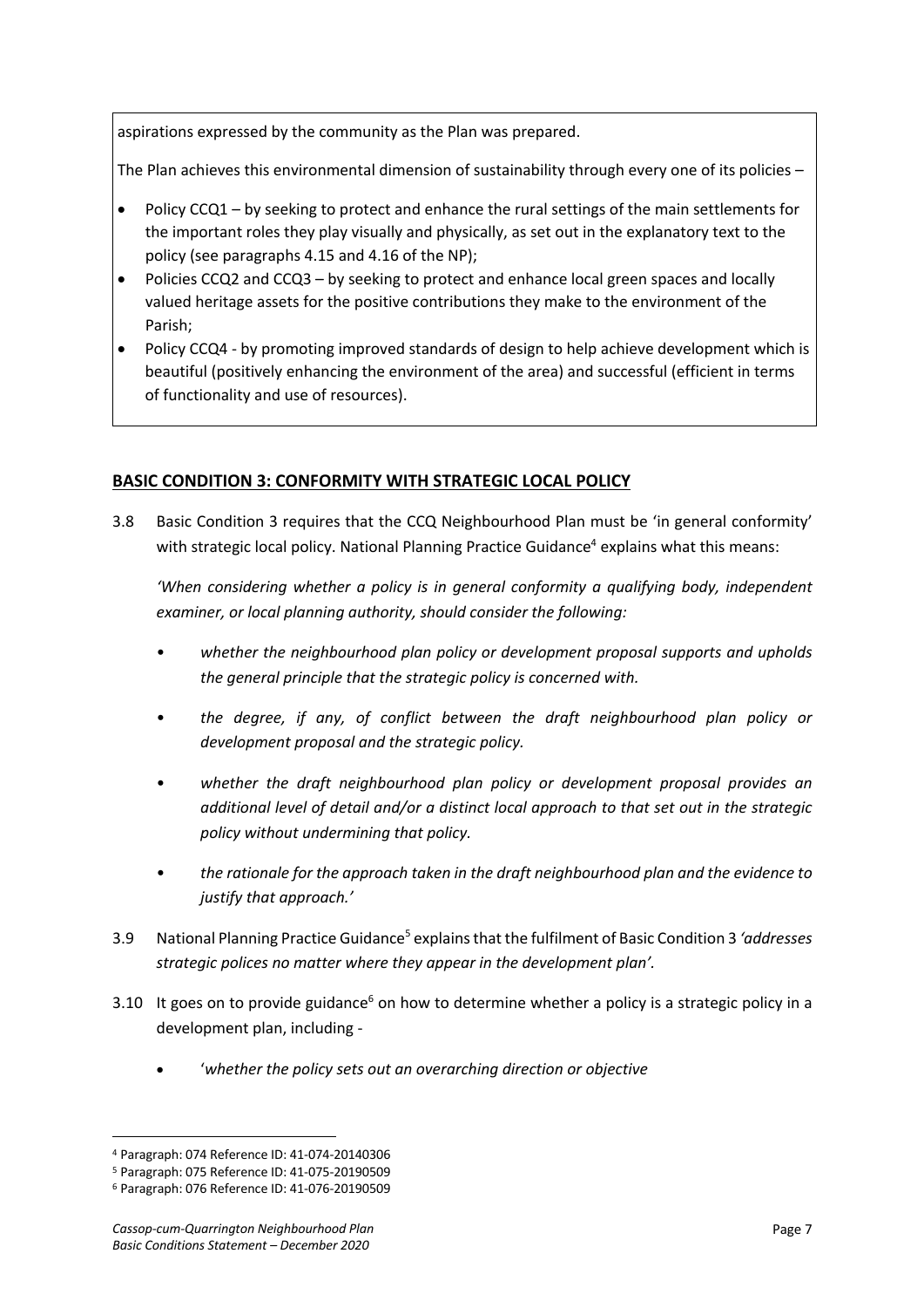aspirations expressed by the community as the Plan was prepared.

The Plan achieves this environmental dimension of sustainability through every one of its policies –

- Policy CCQ1 – by seeking to protect and enhance the rural settings of the main settlements for the important roles they play visually and physically, as set out in the explanatory text to the policy (see paragraphs 4.15 and 4.16 of the NP);
- Policies CCQ2 and CCQ3 – by seeking to protect and enhance local green spaces and locally valued heritage assets for the positive contributions they make to the environment of the Parish;
- Policy CCQ4 - by promoting improved standards of design to help achieve development which is beautiful (positively enhancing the environment of the area) and successful (efficient in terms of functionality and use of resources).

## BASIC CONDITION 3: CONFORMITY WITH STRATEGIC LOCAL POLICY

3.8 Basic Condition 3 requires that the CCQ Neighbourhood Plan must be 'in general conformity' with strategic local policy. National Planning Practice Guidance[4] explains what this means:

*'When considering whether a policy is in general conformity a qualifying body, independent examiner, or local planning authority, should consider the following:*

- *whether the neighbourhood plan policy or development proposal supports and upholds the general principle that the strategic policy is concerned with.*
- *the degree, if any, of conflict between the draft neighbourhood plan policy or development proposal and the strategic policy.*
- *whether the draft neighbourhood plan policy or development proposal provides an additional level of detail and/or a distinct local approach to that set out in the strategic policy without undermining that policy.*
- *the rationale for the approach taken in the draft neighbourhood plan and the evidence to justify that approach.'*

3.9 National Planning Practice Guidance[5] explains that the fulfilment of Basic Condition 3 *'addresses strategic polices no matter where they appear in the development plan'*.

3.10 It goes on to provide guidance[6] on how to determine whether a policy is a strategic policy in a development plan, including -

- '*whether the policy sets out an overarching direction or objective*

---

[4] Paragraph: 074 Reference ID: 41-074-20140306

[5] Paragraph: 075 Reference ID: 41-075-20190509

[6] Paragraph: 076 Reference ID: 41-076-20190509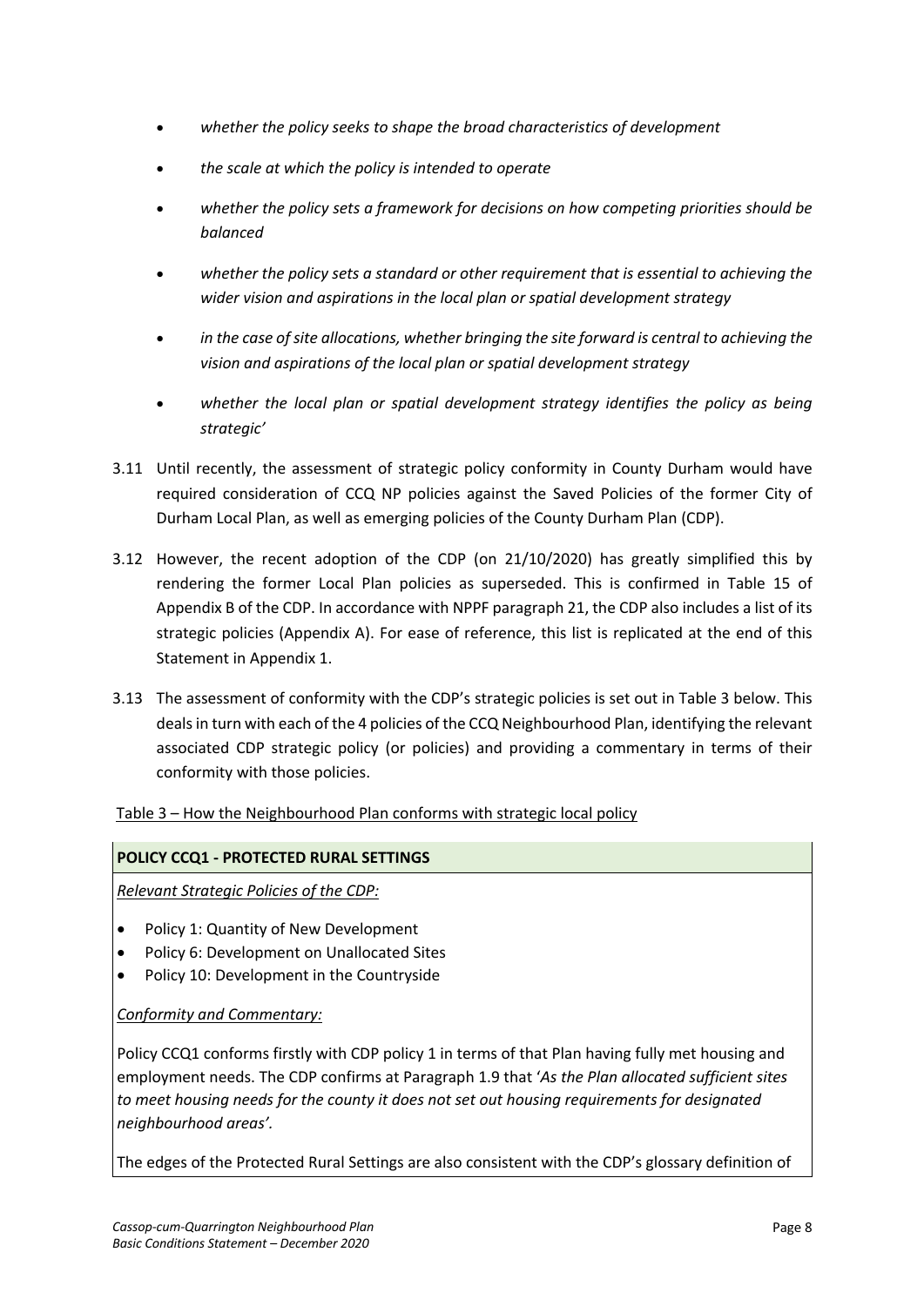- *whether the policy seeks to shape the broad characteristics of development*
- *the scale at which the policy is intended to operate*
- *whether the policy sets a framework for decisions on how competing priorities should be balanced*
- *whether the policy sets a standard or other requirement that is essential to achieving the wider vision and aspirations in the local plan or spatial development strategy*
- *in the case of site allocations, whether bringing the site forward is central to achieving the vision and aspirations of the local plan or spatial development strategy*
- *whether the local plan or spatial development strategy identifies the policy as being strategic'*

3.11 Until recently, the assessment of strategic policy conformity in County Durham would have required consideration of CCQ NP policies against the Saved Policies of the former City of Durham Local Plan, as well as emerging policies of the County Durham Plan (CDP).

3.12 However, the recent adoption of the CDP (on 21/10/2020) has greatly simplified this by rendering the former Local Plan policies as superseded. This is confirmed in Table 15 of Appendix B of the CDP. In accordance with NPPF paragraph 21, the CDP also includes a list of its strategic policies (Appendix A). For ease of reference, this list is replicated at the end of this Statement in Appendix 1.

3.13 The assessment of conformity with the CDP's strategic policies is set out in Table 3 below. This deals in turn with each of the 4 policies of the CCQ Neighbourhood Plan, identifying the relevant associated CDP strategic policy (or policies) and providing a commentary in terms of their conformity with those policies.

Table 3 – How the Neighbourhood Plan conforms with strategic local policy

| **POLICY CCQ1 - PROTECTED RURAL SETTINGS** |
|---|
| *Relevant Strategic Policies of the CDP:*<br>• Policy 1: Quantity of New Development<br>• Policy 6: Development on Unallocated Sites<br>• Policy 10: Development in the Countryside<br><br>*Conformity and Commentary:*<br><br>Policy CCQ1 conforms firstly with CDP policy 1 in terms of that Plan having fully met housing and employment needs. The CDP confirms at Paragraph 1.9 that '*As the Plan allocated sufficient sites to meet housing needs for the county it does not set out housing requirements for designated neighbourhood areas'.*<br><br>The edges of the Protected Rural Settings are also consistent with the CDP's glossary definition of |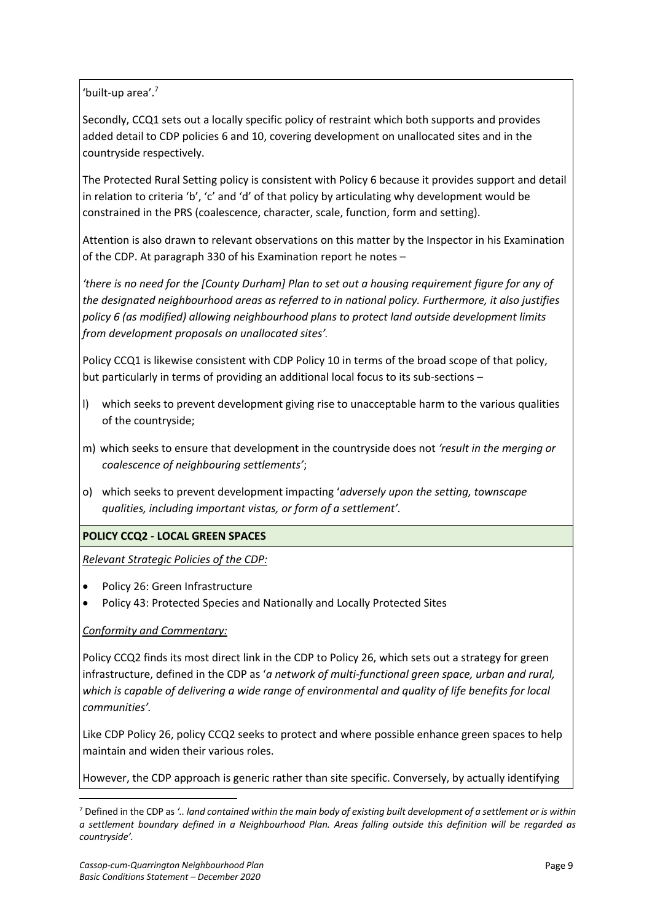'built-up area'.[7]

Secondly, CCQ1 sets out a locally specific policy of restraint which both supports and provides added detail to CDP policies 6 and 10, covering development on unallocated sites and in the countryside respectively.

The Protected Rural Setting policy is consistent with Policy 6 because it provides support and detail in relation to criteria 'b', 'c' and 'd' of that policy by articulating why development would be constrained in the PRS (coalescence, character, scale, function, form and setting).

Attention is also drawn to relevant observations on this matter by the Inspector in his Examination of the CDP. At paragraph 330 of his Examination report he notes –

*'there is no need for the [County Durham] Plan to set out a housing requirement figure for any of the designated neighbourhood areas as referred to in national policy. Furthermore, it also justifies policy 6 (as modified) allowing neighbourhood plans to protect land outside development limits from development proposals on unallocated sites'.*

Policy CCQ1 is likewise consistent with CDP Policy 10 in terms of the broad scope of that policy, but particularly in terms of providing an additional local focus to its sub-sections –

l) which seeks to prevent development giving rise to unacceptable harm to the various qualities of the countryside;

m) which seeks to ensure that development in the countryside does not *'result in the merging or coalescence of neighbouring settlements'*;

o) which seeks to prevent development impacting '*adversely upon the setting, townscape qualities, including important vistas, or form of a settlement'.*

**POLICY CCQ2 - LOCAL GREEN SPACES**

*Relevant Strategic Policies of the CDP:*

- Policy 26: Green Infrastructure
- Policy 43: Protected Species and Nationally and Locally Protected Sites

*Conformity and Commentary:*

Policy CCQ2 finds its most direct link in the CDP to Policy 26, which sets out a strategy for green infrastructure, defined in the CDP as '*a network of multi-functional green space, urban and rural, which is capable of delivering a wide range of environmental and quality of life benefits for local communities'.*

Like CDP Policy 26, policy CCQ2 seeks to protect and where possible enhance green spaces to help maintain and widen their various roles.

However, the CDP approach is generic rather than site specific. Conversely, by actually identifying

[7] Defined in the CDP as *'.. land contained within the main body of existing built development of a settlement or is within a settlement boundary defined in a Neighbourhood Plan. Areas falling outside this definition will be regarded as countryside'.*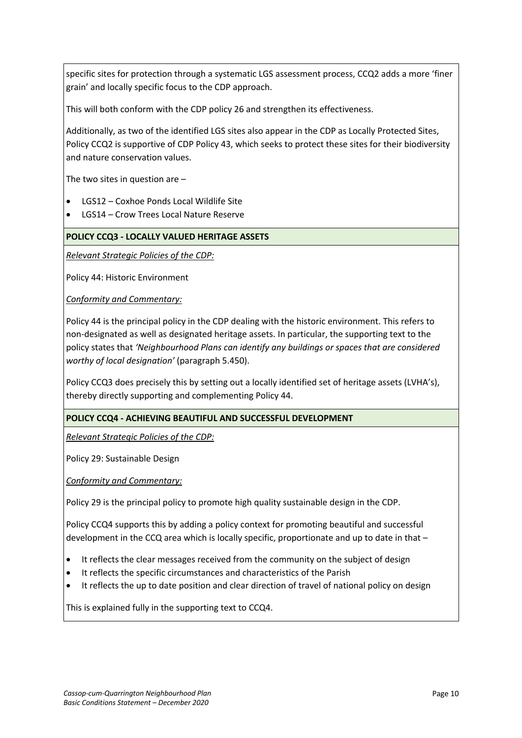specific sites for protection through a systematic LGS assessment process, CCQ2 adds a more 'finer grain' and locally specific focus to the CDP approach.

This will both conform with the CDP policy 26 and strengthen its effectiveness.

Additionally, as two of the identified LGS sites also appear in the CDP as Locally Protected Sites, Policy CCQ2 is supportive of CDP Policy 43, which seeks to protect these sites for their biodiversity and nature conservation values.

The two sites in question are –

- LGS12 – Coxhoe Ponds Local Wildlife Site
- LGS14 – Crow Trees Local Nature Reserve

**POLICY CCQ3 - LOCALLY VALUED HERITAGE ASSETS**

*Relevant Strategic Policies of the CDP:*

Policy 44: Historic Environment

*Conformity and Commentary:*

Policy 44 is the principal policy in the CDP dealing with the historic environment. This refers to non-designated as well as designated heritage assets. In particular, the supporting text to the policy states that *'Neighbourhood Plans can identify any buildings or spaces that are considered worthy of local designation'* (paragraph 5.450).

Policy CCQ3 does precisely this by setting out a locally identified set of heritage assets (LVHA's), thereby directly supporting and complementing Policy 44.

**POLICY CCQ4 - ACHIEVING BEAUTIFUL AND SUCCESSFUL DEVELOPMENT**

*Relevant Strategic Policies of the CDP:*

Policy 29: Sustainable Design

*Conformity and Commentary:*

Policy 29 is the principal policy to promote high quality sustainable design in the CDP.

Policy CCQ4 supports this by adding a policy context for promoting beautiful and successful development in the CCQ area which is locally specific, proportionate and up to date in that –

- It reflects the clear messages received from the community on the subject of design
- It reflects the specific circumstances and characteristics of the Parish
- It reflects the up to date position and clear direction of travel of national policy on design

This is explained fully in the supporting text to CCQ4.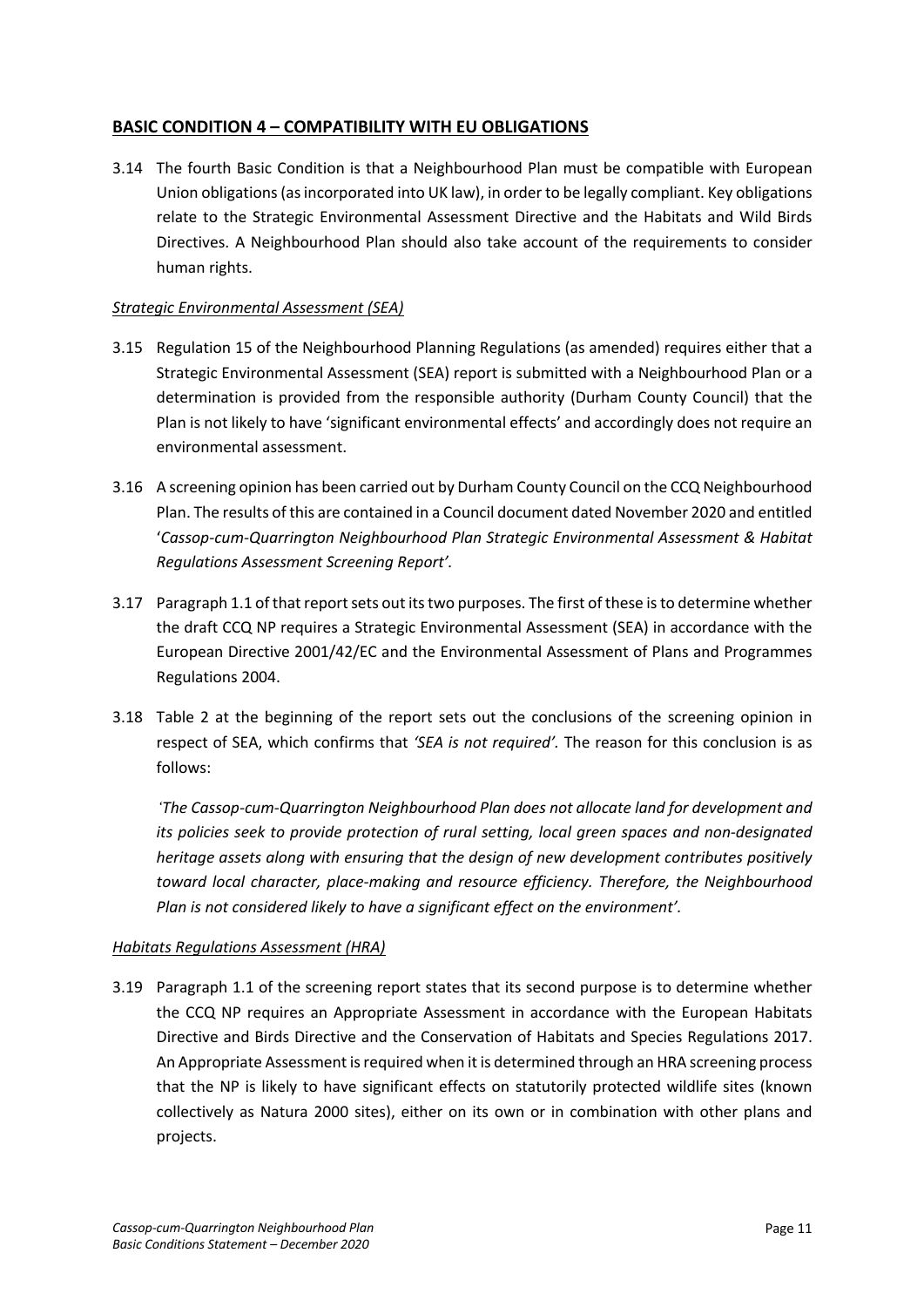## BASIC CONDITION 4 – COMPATIBILITY WITH EU OBLIGATIONS

3.14 The fourth Basic Condition is that a Neighbourhood Plan must be compatible with European Union obligations (as incorporated into UK law), in order to be legally compliant. Key obligations relate to the Strategic Environmental Assessment Directive and the Habitats and Wild Birds Directives. A Neighbourhood Plan should also take account of the requirements to consider human rights.

### *Strategic Environmental Assessment (SEA)*

3.15 Regulation 15 of the Neighbourhood Planning Regulations (as amended) requires either that a Strategic Environmental Assessment (SEA) report is submitted with a Neighbourhood Plan or a determination is provided from the responsible authority (Durham County Council) that the Plan is not likely to have 'significant environmental effects' and accordingly does not require an environmental assessment.

3.16 A screening opinion has been carried out by Durham County Council on the CCQ Neighbourhood Plan. The results of this are contained in a Council document dated November 2020 and entitled '*Cassop-cum-Quarrington Neighbourhood Plan Strategic Environmental Assessment & Habitat Regulations Assessment Screening Report'.*

3.17 Paragraph 1.1 of that report sets out its two purposes. The first of these is to determine whether the draft CCQ NP requires a Strategic Environmental Assessment (SEA) in accordance with the European Directive 2001/42/EC and the Environmental Assessment of Plans and Programmes Regulations 2004.

3.18 Table 2 at the beginning of the report sets out the conclusions of the screening opinion in respect of SEA, which confirms that *'SEA is not required'*. The reason for this conclusion is as follows:

*'The Cassop-cum-Quarrington Neighbourhood Plan does not allocate land for development and its policies seek to provide protection of rural setting, local green spaces and non-designated heritage assets along with ensuring that the design of new development contributes positively toward local character, place-making and resource efficiency. Therefore, the Neighbourhood Plan is not considered likely to have a significant effect on the environment'.*

### *Habitats Regulations Assessment (HRA)*

3.19 Paragraph 1.1 of the screening report states that its second purpose is to determine whether the CCQ NP requires an Appropriate Assessment in accordance with the European Habitats Directive and Birds Directive and the Conservation of Habitats and Species Regulations 2017. An Appropriate Assessment is required when it is determined through an HRA screening process that the NP is likely to have significant effects on statutorily protected wildlife sites (known collectively as Natura 2000 sites), either on its own or in combination with other plans and projects.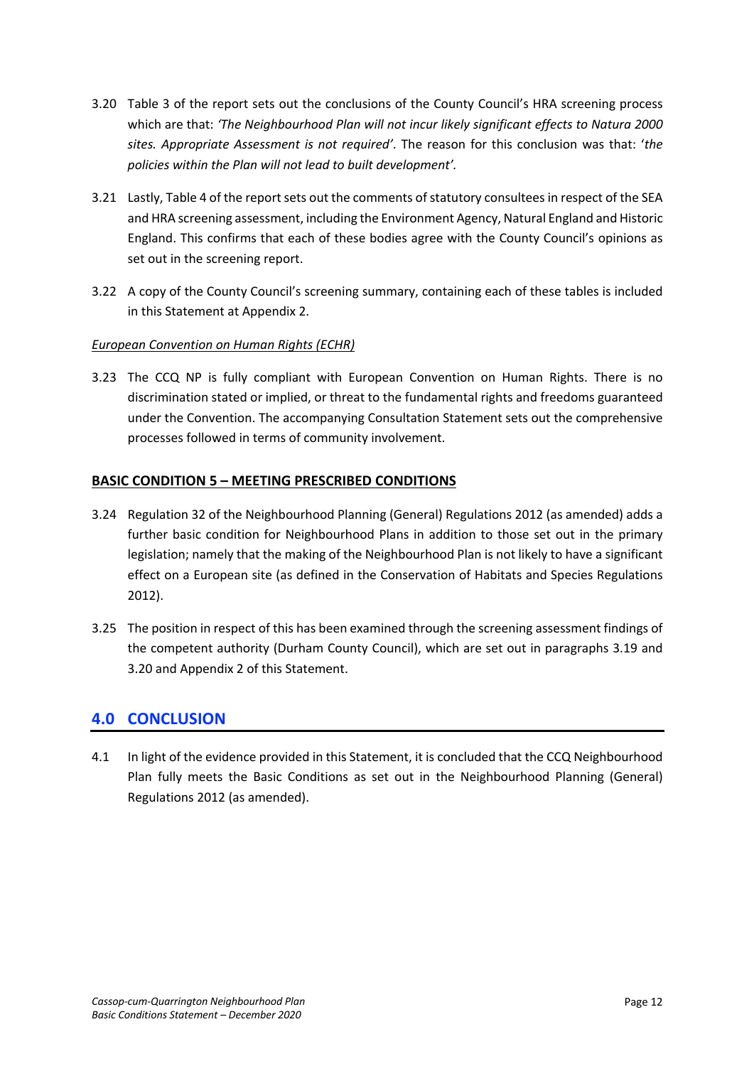3.20 Table 3 of the report sets out the conclusions of the County Council's HRA screening process which are that: *'The Neighbourhood Plan will not incur likely significant effects to Natura 2000 sites. Appropriate Assessment is not required'*. The reason for this conclusion was that: '*the policies within the Plan will not lead to built development'*.

3.21 Lastly, Table 4 of the report sets out the comments of statutory consultees in respect of the SEA and HRA screening assessment, including the Environment Agency, Natural England and Historic England. This confirms that each of these bodies agree with the County Council's opinions as set out in the screening report.

3.22 A copy of the County Council's screening summary, containing each of these tables is included in this Statement at Appendix 2.

*European Convention on Human Rights (ECHR)*

3.23 The CCQ NP is fully compliant with European Convention on Human Rights. There is no discrimination stated or implied, or threat to the fundamental rights and freedoms guaranteed under the Convention. The accompanying Consultation Statement sets out the comprehensive processes followed in terms of community involvement.

### BASIC CONDITION 5 – MEETING PRESCRIBED CONDITIONS

3.24 Regulation 32 of the Neighbourhood Planning (General) Regulations 2012 (as amended) adds a further basic condition for Neighbourhood Plans in addition to those set out in the primary legislation; namely that the making of the Neighbourhood Plan is not likely to have a significant effect on a European site (as defined in the Conservation of Habitats and Species Regulations 2012).

3.25 The position in respect of this has been examined through the screening assessment findings of the competent authority (Durham County Council), which are set out in paragraphs 3.19 and 3.20 and Appendix 2 of this Statement.

## 4.0 CONCLUSION

4.1 In light of the evidence provided in this Statement, it is concluded that the CCQ Neighbourhood Plan fully meets the Basic Conditions as set out in the Neighbourhood Planning (General) Regulations 2012 (as amended).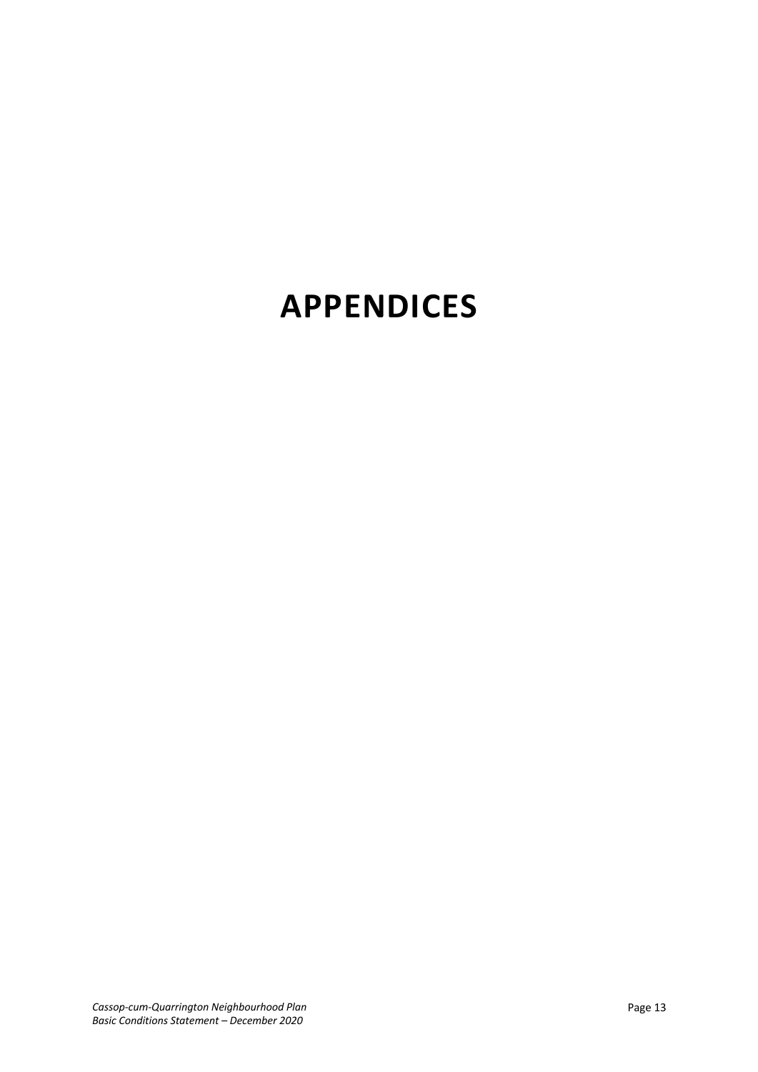# APPENDICES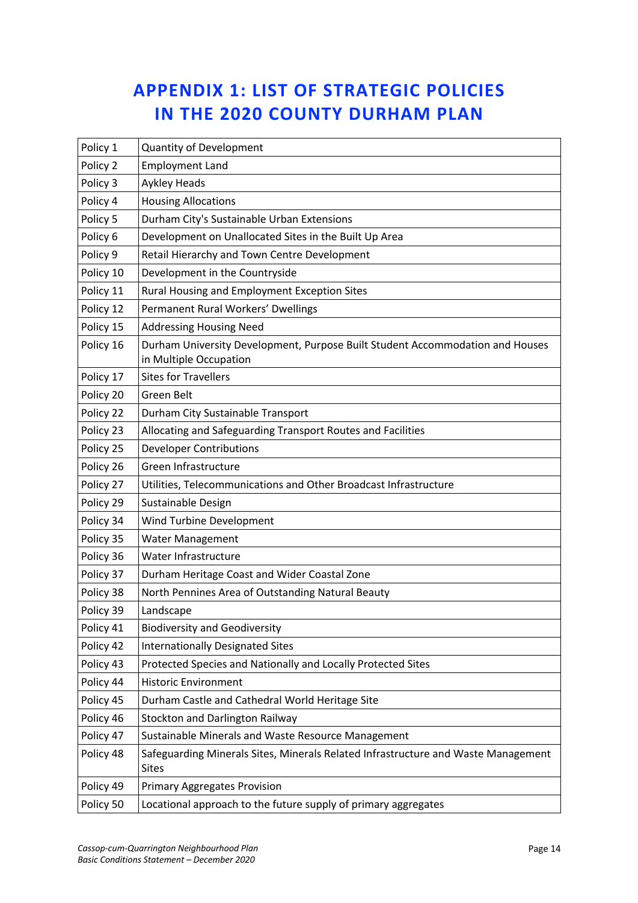# APPENDIX 1: LIST OF STRATEGIC POLICIES IN THE 2020 COUNTY DURHAM PLAN

| | |
|---|---|
| Policy 1 | Quantity of Development |
| Policy 2 | Employment Land |
| Policy 3 | Aykley Heads |
| Policy 4 | Housing Allocations |
| Policy 5 | Durham City's Sustainable Urban Extensions |
| Policy 6 | Development on Unallocated Sites in the Built Up Area |
| Policy 9 | Retail Hierarchy and Town Centre Development |
| Policy 10 | Development in the Countryside |
| Policy 11 | Rural Housing and Employment Exception Sites |
| Policy 12 | Permanent Rural Workers' Dwellings |
| Policy 15 | Addressing Housing Need |
| Policy 16 | Durham University Development, Purpose Built Student Accommodation and Houses in Multiple Occupation |
| Policy 17 | Sites for Travellers |
| Policy 20 | Green Belt |
| Policy 22 | Durham City Sustainable Transport |
| Policy 23 | Allocating and Safeguarding Transport Routes and Facilities |
| Policy 25 | Developer Contributions |
| Policy 26 | Green Infrastructure |
| Policy 27 | Utilities, Telecommunications and Other Broadcast Infrastructure |
| Policy 29 | Sustainable Design |
| Policy 34 | Wind Turbine Development |
| Policy 35 | Water Management |
| Policy 36 | Water Infrastructure |
| Policy 37 | Durham Heritage Coast and Wider Coastal Zone |
| Policy 38 | North Pennines Area of Outstanding Natural Beauty |
| Policy 39 | Landscape |
| Policy 41 | Biodiversity and Geodiversity |
| Policy 42 | Internationally Designated Sites |
| Policy 43 | Protected Species and Nationally and Locally Protected Sites |
| Policy 44 | Historic Environment |
| Policy 45 | Durham Castle and Cathedral World Heritage Site |
| Policy 46 | Stockton and Darlington Railway |
| Policy 47 | Sustainable Minerals and Waste Resource Management |
| Policy 48 | Safeguarding Minerals Sites, Minerals Related Infrastructure and Waste Management Sites |
| Policy 49 | Primary Aggregates Provision |
| Policy 50 | Locational approach to the future supply of primary aggregates |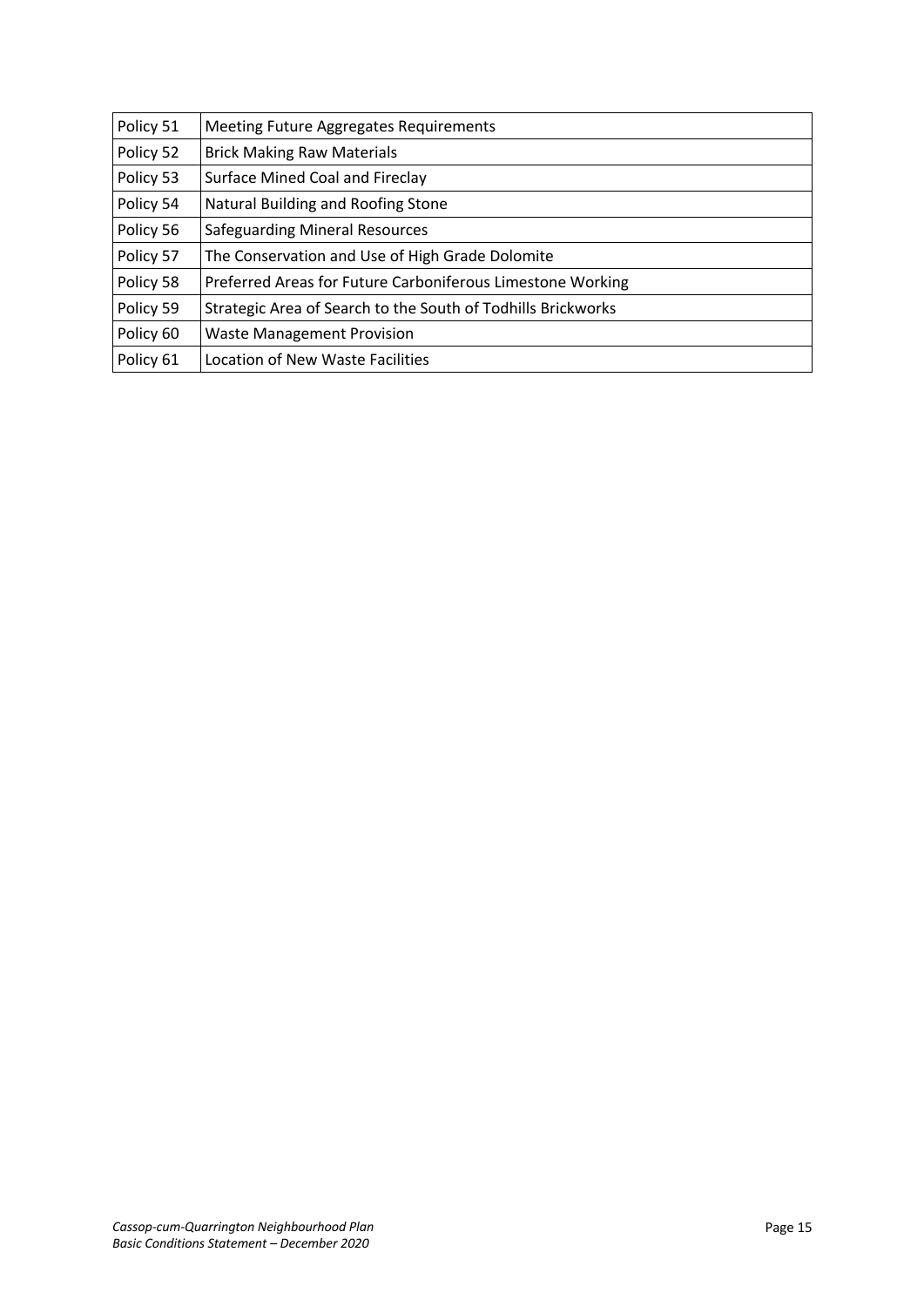| | |
|---|---|
| Policy 51 | Meeting Future Aggregates Requirements |
| Policy 52 | Brick Making Raw Materials |
| Policy 53 | Surface Mined Coal and Fireclay |
| Policy 54 | Natural Building and Roofing Stone |
| Policy 56 | Safeguarding Mineral Resources |
| Policy 57 | The Conservation and Use of High Grade Dolomite |
| Policy 58 | Preferred Areas for Future Carboniferous Limestone Working |
| Policy 59 | Strategic Area of Search to the South of Todhills Brickworks |
| Policy 60 | Waste Management Provision |
| Policy 61 | Location of New Waste Facilities |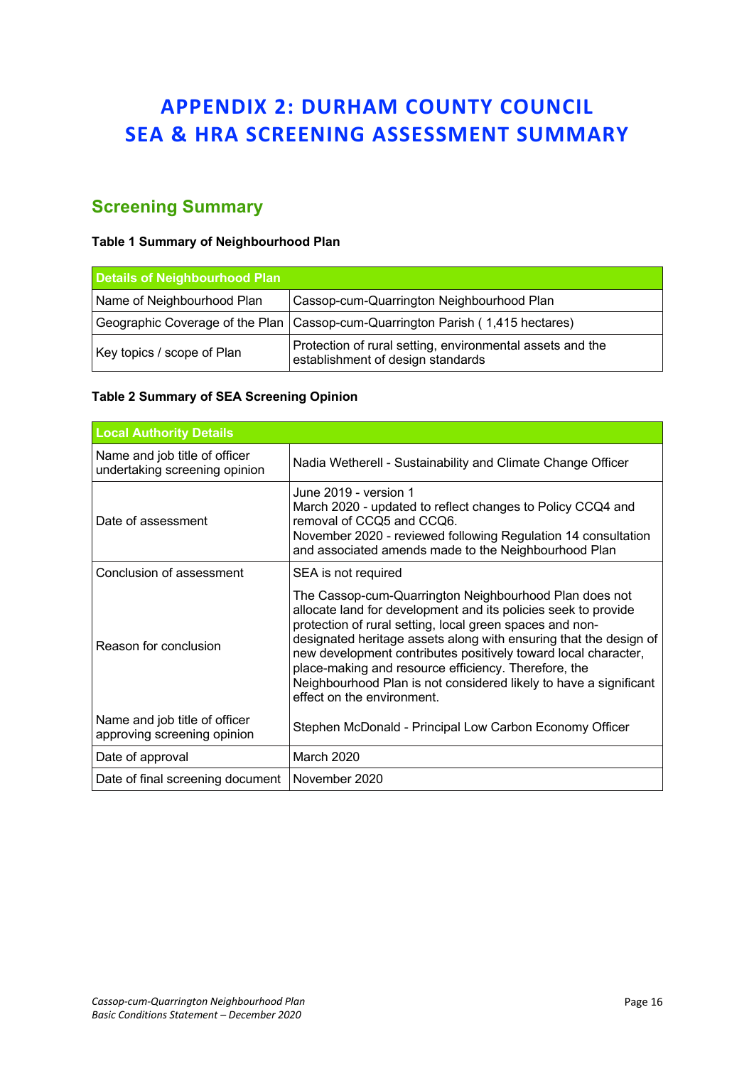# APPENDIX 2: DURHAM COUNTY COUNCIL SEA & HRA SCREENING ASSESSMENT SUMMARY

## Screening Summary

**Table 1 Summary of Neighbourhood Plan**

| Details of Neighbourhood Plan | |
|---|---|
| Name of Neighbourhood Plan | Cassop-cum-Quarrington Neighbourhood Plan |
| Geographic Coverage of the Plan | Cassop-cum-Quarrington Parish ( 1,415 hectares) |
| Key topics / scope of Plan | Protection of rural setting, environmental assets and the establishment of design standards |

**Table 2 Summary of SEA Screening Opinion**

| Local Authority Details | |
|---|---|
| Name and job title of officer undertaking screening opinion | Nadia Wetherell - Sustainability and Climate Change Officer |
| Date of assessment | June 2019 - version 1<br>March 2020 - updated to reflect changes to Policy CCQ4 and removal of CCQ5 and CCQ6.<br>November 2020 - reviewed following Regulation 14 consultation and associated amends made to the Neighbourhood Plan |
| Conclusion of assessment | SEA is not required |
| Reason for conclusion | The Cassop-cum-Quarrington Neighbourhood Plan does not allocate land for development and its policies seek to provide protection of rural setting, local green spaces and non-designated heritage assets along with ensuring that the design of new development contributes positively toward local character, place-making and resource efficiency. Therefore, the Neighbourhood Plan is not considered likely to have a significant effect on the environment. |
| Name and job title of officer approving screening opinion | Stephen McDonald - Principal Low Carbon Economy Officer |
| Date of approval | March 2020 |
| Date of final screening document | November 2020 |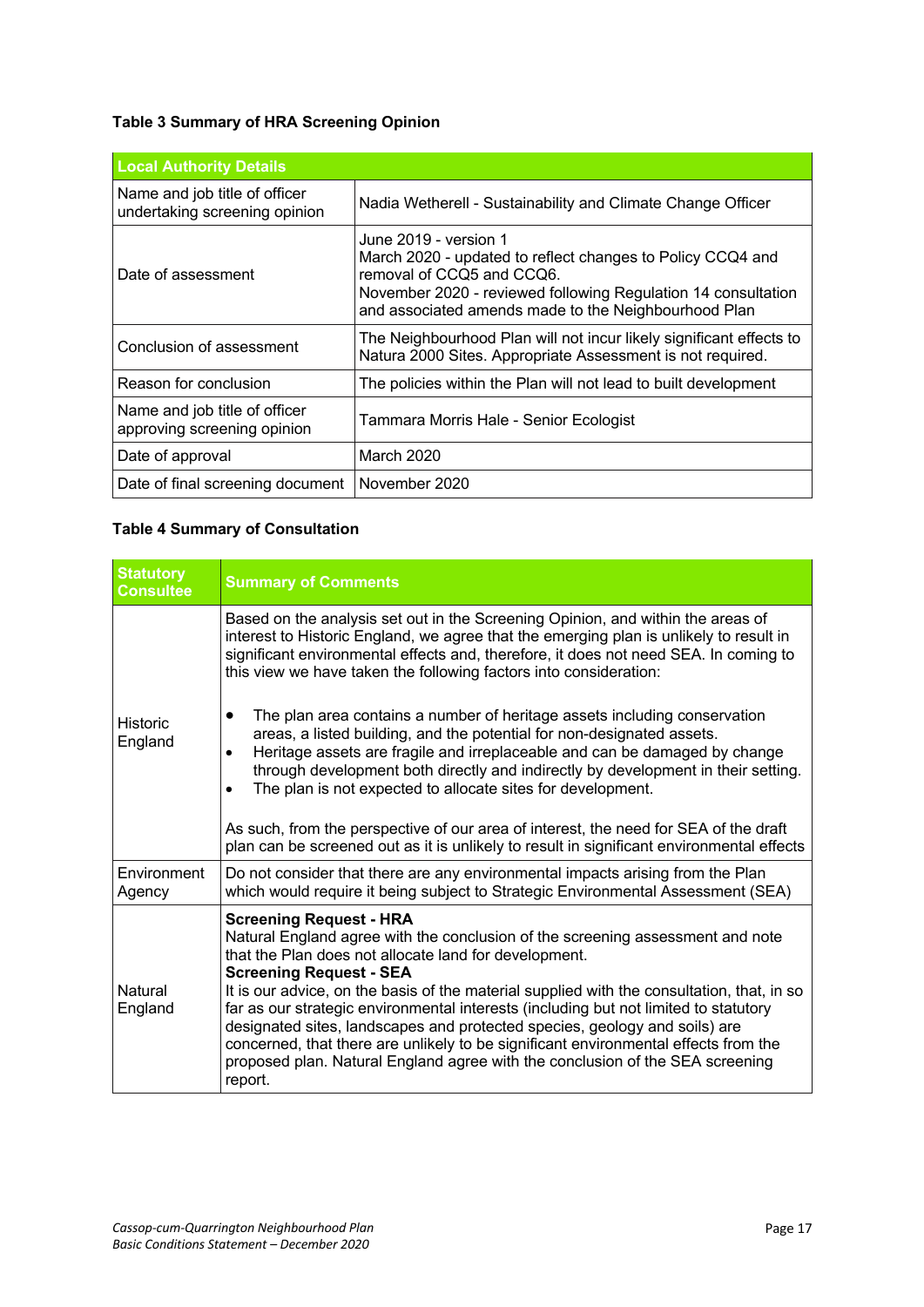**Table 3 Summary of HRA Screening Opinion**

| Local Authority Details | |
|---|---|
| Name and job title of officer undertaking screening opinion | Nadia Wetherell - Sustainability and Climate Change Officer |
| Date of assessment | June 2019 - version 1<br>March 2020 - updated to reflect changes to Policy CCQ4 and removal of CCQ5 and CCQ6.<br>November 2020 - reviewed following Regulation 14 consultation and associated amends made to the Neighbourhood Plan |
| Conclusion of assessment | The Neighbourhood Plan will not incur likely significant effects to Natura 2000 Sites. Appropriate Assessment is not required. |
| Reason for conclusion | The policies within the Plan will not lead to built development |
| Name and job title of officer approving screening opinion | Tammara Morris Hale - Senior Ecologist |
| Date of approval | March 2020 |
| Date of final screening document | November 2020 |

**Table 4 Summary of Consultation**

| Statutory Consultee | Summary of Comments |
|---|---|
| Historic England | Based on the analysis set out in the Screening Opinion, and within the areas of interest to Historic England, we agree that the emerging plan is unlikely to result in significant environmental effects and, therefore, it does not need SEA. In coming to this view we have taken the following factors into consideration:<br><br>• The plan area contains a number of heritage assets including conservation areas, a listed building, and the potential for non-designated assets.<br>• Heritage assets are fragile and irreplaceable and can be damaged by change through development both directly and indirectly by development in their setting.<br>• The plan is not expected to allocate sites for development.<br><br>As such, from the perspective of our area of interest, the need for SEA of the draft plan can be screened out as it is unlikely to result in significant environmental effects |
| Environment Agency | Do not consider that there are any environmental impacts arising from the Plan which would require it being subject to Strategic Environmental Assessment (SEA) |
| Natural England | **Screening Request - HRA**<br>Natural England agree with the conclusion of the screening assessment and note that the Plan does not allocate land for development.<br>**Screening Request - SEA**<br>It is our advice, on the basis of the material supplied with the consultation, that, in so far as our strategic environmental interests (including but not limited to statutory designated sites, landscapes and protected species, geology and soils) are concerned, that there are unlikely to be significant environmental effects from the proposed plan. Natural England agree with the conclusion of the SEA screening report. |